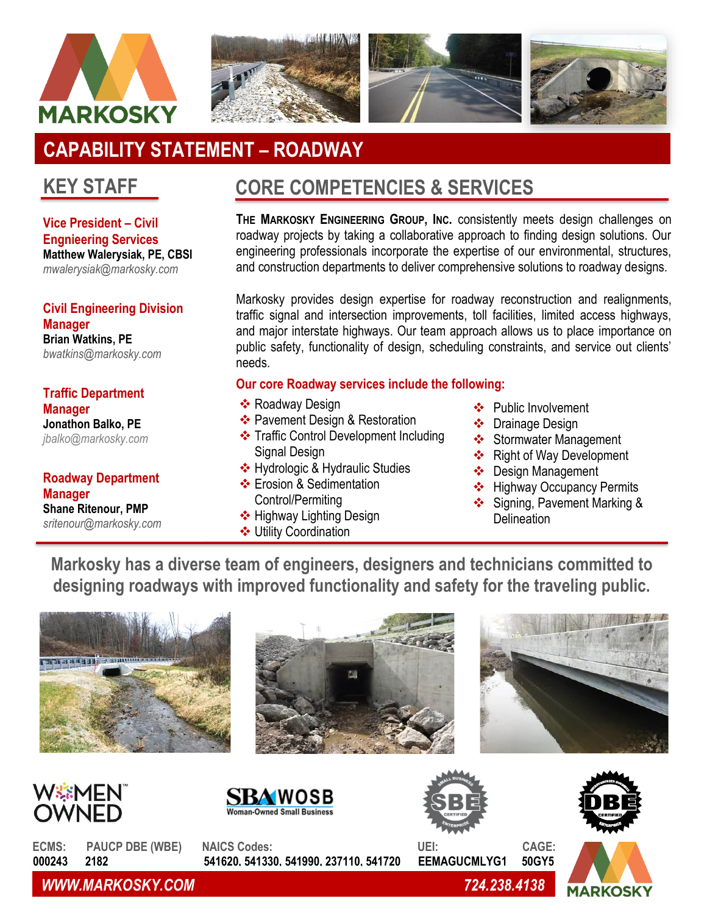# CAPABILITY STATEMENT – ROADWAY

## KEY STAFF

**Vice President – Civil Engnieering Services**
**Matthew Walerysiak, PE, CBSI**
*mwalerysiak@markosky.com*

**Civil Engineering Division Manager**
**Brian Watkins, PE**
*bwatkins@markosky.com*

**Traffic Department Manager**
**Jonathon Balko, PE**
*jbalko@markosky.com*

**Roadway Department Manager**
**Shane Ritenour, PMP**
*sritenour@markosky.com*

## CORE COMPETENCIES & SERVICES

**The Markosky Engineering Group, Inc.** consistently meets design challenges on roadway projects by taking a collaborative approach to finding design solutions. Our engineering professionals incorporate the expertise of our environmental, structures, and construction departments to deliver comprehensive solutions to roadway designs.

Markosky provides design expertise for roadway reconstruction and realignments, traffic signal and intersection improvements, toll facilities, limited access highways, and major interstate highways. Our team approach allows us to place importance on public safety, functionality of design, scheduling constraints, and service out clients' needs.

**Our core Roadway services include the following:**

- Roadway Design
- Pavement Design & Restoration
- Traffic Control Development Including Signal Design
- Hydrologic & Hydraulic Studies
- Erosion & Sedimentation Control/Permiting
- Highway Lighting Design
- Utility Coordination
- Public Involvement
- Drainage Design
- Stormwater Management
- Right of Way Development
- Design Management
- Highway Occupancy Permits
- Signing, Pavement Marking & Delineation

**Markosky has a diverse team of engineers, designers and technicians committed to designing roadways with improved functionality and safety for the traveling public.**

WOMEN OWNED | SBA WOSB Woman-Owned Small Business | SBE Certified | DBE Certified

| ECMS: | PAUCP DBE (WBE) | NAICS Codes: | UEI: | CAGE: |
|---|---|---|---|---|
| 000243 | 2182 | 541620, 541330, 541990, 237110, 541720 | EEMAGUCMLYG1 | 50GY5 |

**WWW.MARKOSKY.COM** | **724.238.4138**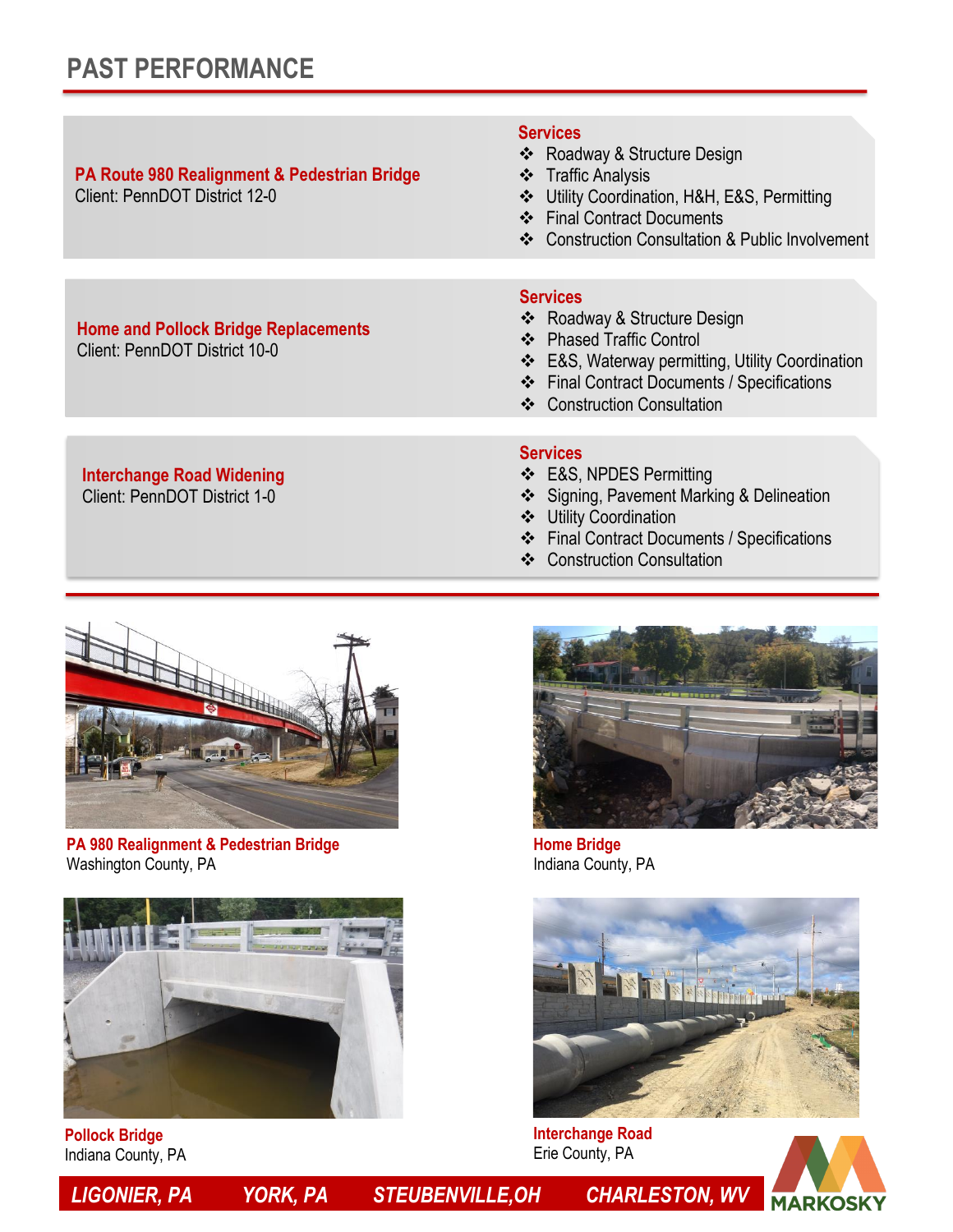## PAST PERFORMANCE

**PA Route 980 Realignment & Pedestrian Bridge**
Client: PennDOT District 12-0

**Services**
- Roadway & Structure Design
- Traffic Analysis
- Utility Coordination, H&H, E&S, Permitting
- Final Contract Documents
- Construction Consultation & Public Involvement

**Home and Pollock Bridge Replacements**
Client: PennDOT District 10-0

**Services**
- Roadway & Structure Design
- Phased Traffic Control
- E&S, Waterway permitting, Utility Coordination
- Final Contract Documents / Specifications
- Construction Consultation

**Interchange Road Widening**
Client: PennDOT District 1-0

**Services**
- E&S, NPDES Permitting
- Signing, Pavement Marking & Delineation
- Utility Coordination
- Final Contract Documents / Specifications
- Construction Consultation

**PA 980 Realignment & Pedestrian Bridge**
Washington County, PA

**Home Bridge**
Indiana County, PA

**Pollock Bridge**
Indiana County, PA

**Interchange Road**
Erie County, PA

*LIGONIER, PA* *YORK, PA* *STEUBENVILLE,OH* *CHARLESTON, WV*

MARKOSKY